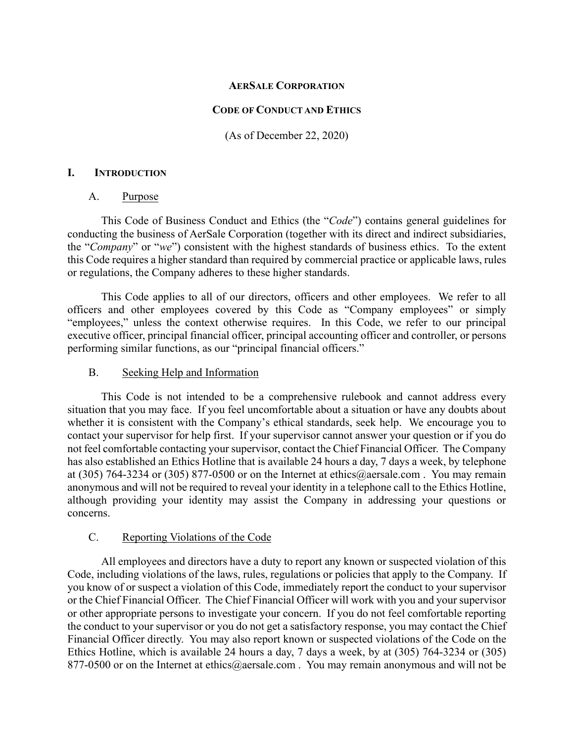# AERSALE CORPORATION

## CODE OF CONDUCT AND ETHICS

(As of December 22, 2020)

## I. INTRODUCTION

### A. Purpose

This Code of Business Conduct and Ethics (the "*Code*") contains general guidelines for conducting the business of AerSale Corporation (together with its direct and indirect subsidiaries, the "*Company*" or "*we*") consistent with the highest standards of business ethics. To the extent this Code requires a higher standard than required by commercial practice or applicable laws, rules or regulations, the Company adheres to these higher standards.

This Code applies to all of our directors, officers and other employees. We refer to all officers and other employees covered by this Code as "Company employees" or simply "employees," unless the context otherwise requires. In this Code, we refer to our principal executive officer, principal financial officer, principal accounting officer and controller, or persons performing similar functions, as our "principal financial officers."

### B. Seeking Help and Information

This Code is not intended to be a comprehensive rulebook and cannot address every situation that you may face. If you feel uncomfortable about a situation or have any doubts about whether it is consistent with the Company's ethical standards, seek help. We encourage you to contact your supervisor for help first. If your supervisor cannot answer your question or if you do not feel comfortable contacting your supervisor, contact the Chief Financial Officer. The Company has also established an Ethics Hotline that is available 24 hours a day, 7 days a week, by telephone at (305) 764-3234 or (305) 877-0500 or on the Internet at ethics@aersale.com . You may remain anonymous and will not be required to reveal your identity in a telephone call to the Ethics Hotline, although providing your identity may assist the Company in addressing your questions or concerns.

### C. Reporting Violations of the Code

All employees and directors have a duty to report any known or suspected violation of this Code, including violations of the laws, rules, regulations or policies that apply to the Company. If you know of or suspect a violation of this Code, immediately report the conduct to your supervisor or the Chief Financial Officer. The Chief Financial Officer will work with you and your supervisor or other appropriate persons to investigate your concern. If you do not feel comfortable reporting the conduct to your supervisor or you do not get a satisfactory response, you may contact the Chief Financial Officer directly. You may also report known or suspected violations of the Code on the Ethics Hotline, which is available 24 hours a day, 7 days a week, by at (305) 764-3234 or (305) 877-0500 or on the Internet at ethics@aersale.com . You may remain anonymous and will not be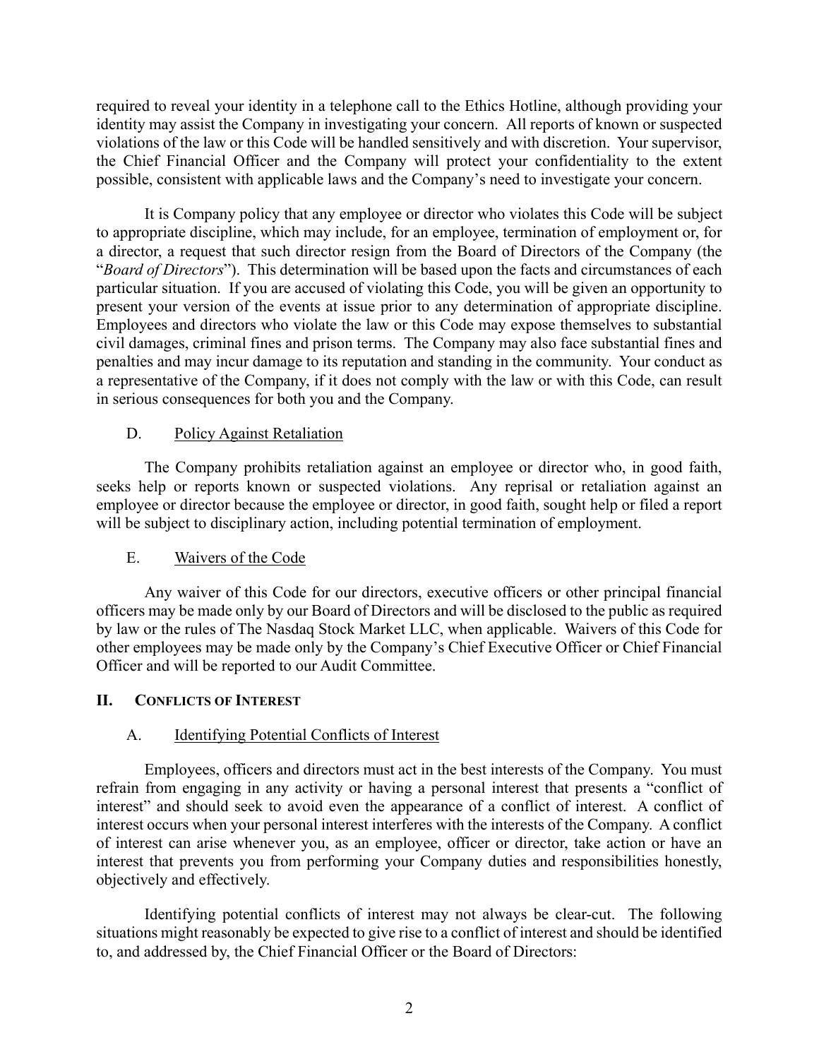required to reveal your identity in a telephone call to the Ethics Hotline, although providing your identity may assist the Company in investigating your concern. All reports of known or suspected violations of the law or this Code will be handled sensitively and with discretion. Your supervisor, the Chief Financial Officer and the Company will protect your confidentiality to the extent possible, consistent with applicable laws and the Company's need to investigate your concern.

It is Company policy that any employee or director who violates this Code will be subject to appropriate discipline, which may include, for an employee, termination of employment or, for a director, a request that such director resign from the Board of Directors of the Company (the "*Board of Directors*"). This determination will be based upon the facts and circumstances of each particular situation. If you are accused of violating this Code, you will be given an opportunity to present your version of the events at issue prior to any determination of appropriate discipline. Employees and directors who violate the law or this Code may expose themselves to substantial civil damages, criminal fines and prison terms. The Company may also face substantial fines and penalties and may incur damage to its reputation and standing in the community. Your conduct as a representative of the Company, if it does not comply with the law or with this Code, can result in serious consequences for both you and the Company.

### D. Policy Against Retaliation

The Company prohibits retaliation against an employee or director who, in good faith, seeks help or reports known or suspected violations. Any reprisal or retaliation against an employee or director because the employee or director, in good faith, sought help or filed a report will be subject to disciplinary action, including potential termination of employment.

### E. Waivers of the Code

Any waiver of this Code for our directors, executive officers or other principal financial officers may be made only by our Board of Directors and will be disclosed to the public as required by law or the rules of The Nasdaq Stock Market LLC, when applicable. Waivers of this Code for other employees may be made only by the Company's Chief Executive Officer or Chief Financial Officer and will be reported to our Audit Committee.

## II. CONFLICTS OF INTEREST

### A. Identifying Potential Conflicts of Interest

Employees, officers and directors must act in the best interests of the Company. You must refrain from engaging in any activity or having a personal interest that presents a "conflict of interest" and should seek to avoid even the appearance of a conflict of interest. A conflict of interest occurs when your personal interest interferes with the interests of the Company. A conflict of interest can arise whenever you, as an employee, officer or director, take action or have an interest that prevents you from performing your Company duties and responsibilities honestly, objectively and effectively.

Identifying potential conflicts of interest may not always be clear-cut. The following situations might reasonably be expected to give rise to a conflict of interest and should be identified to, and addressed by, the Chief Financial Officer or the Board of Directors: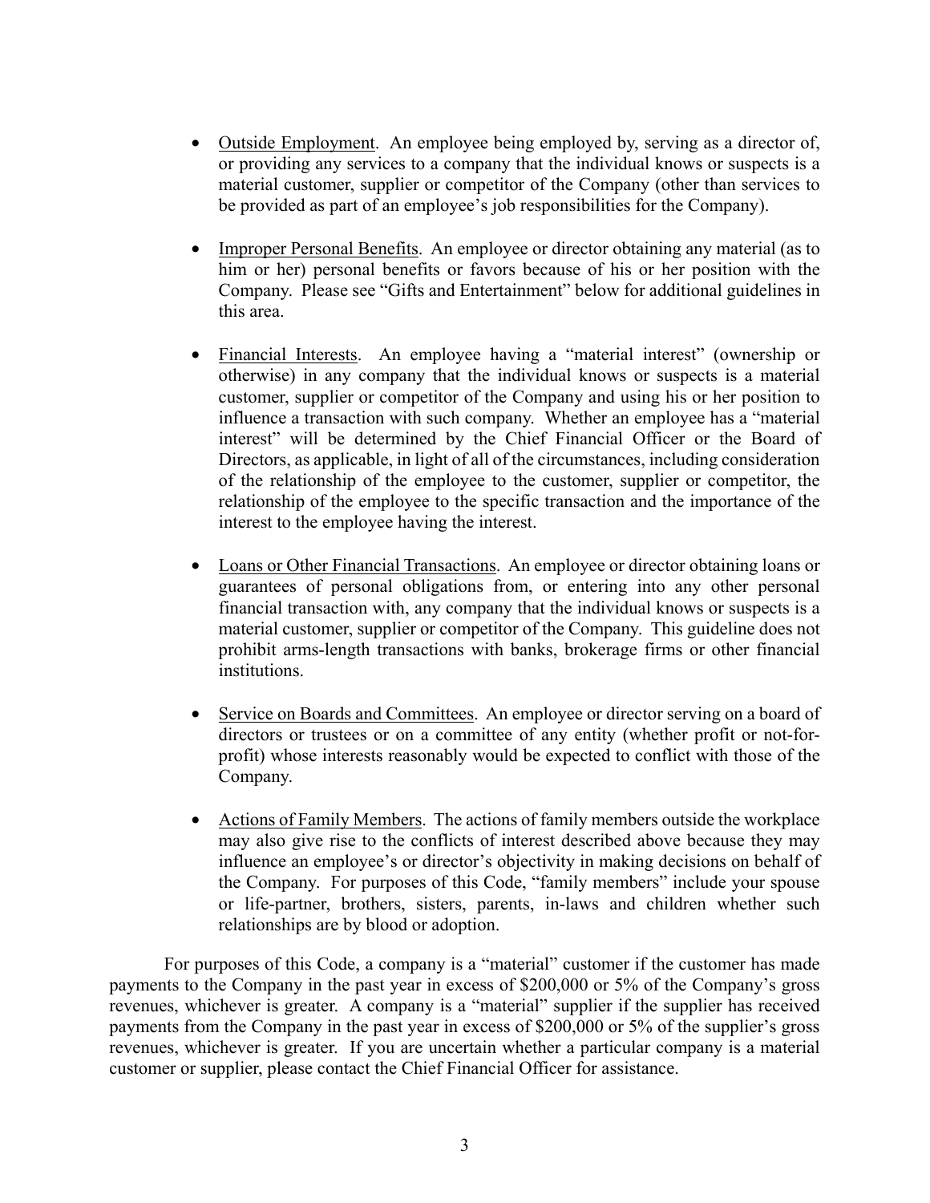- Outside Employment. An employee being employed by, serving as a director of, or providing any services to a company that the individual knows or suspects is a material customer, supplier or competitor of the Company (other than services to be provided as part of an employee's job responsibilities for the Company).

- Improper Personal Benefits. An employee or director obtaining any material (as to him or her) personal benefits or favors because of his or her position with the Company. Please see "Gifts and Entertainment" below for additional guidelines in this area.

- Financial Interests. An employee having a "material interest" (ownership or otherwise) in any company that the individual knows or suspects is a material customer, supplier or competitor of the Company and using his or her position to influence a transaction with such company. Whether an employee has a "material interest" will be determined by the Chief Financial Officer or the Board of Directors, as applicable, in light of all of the circumstances, including consideration of the relationship of the employee to the customer, supplier or competitor, the relationship of the employee to the specific transaction and the importance of the interest to the employee having the interest.

- Loans or Other Financial Transactions. An employee or director obtaining loans or guarantees of personal obligations from, or entering into any other personal financial transaction with, any company that the individual knows or suspects is a material customer, supplier or competitor of the Company. This guideline does not prohibit arms-length transactions with banks, brokerage firms or other financial institutions.

- Service on Boards and Committees. An employee or director serving on a board of directors or trustees or on a committee of any entity (whether profit or not-for-profit) whose interests reasonably would be expected to conflict with those of the Company.

- Actions of Family Members. The actions of family members outside the workplace may also give rise to the conflicts of interest described above because they may influence an employee's or director's objectivity in making decisions on behalf of the Company. For purposes of this Code, "family members" include your spouse or life-partner, brothers, sisters, parents, in-laws and children whether such relationships are by blood or adoption.

For purposes of this Code, a company is a "material" customer if the customer has made payments to the Company in the past year in excess of $200,000 or 5% of the Company's gross revenues, whichever is greater. A company is a "material" supplier if the supplier has received payments from the Company in the past year in excess of $200,000 or 5% of the supplier's gross revenues, whichever is greater. If you are uncertain whether a particular company is a material customer or supplier, please contact the Chief Financial Officer for assistance.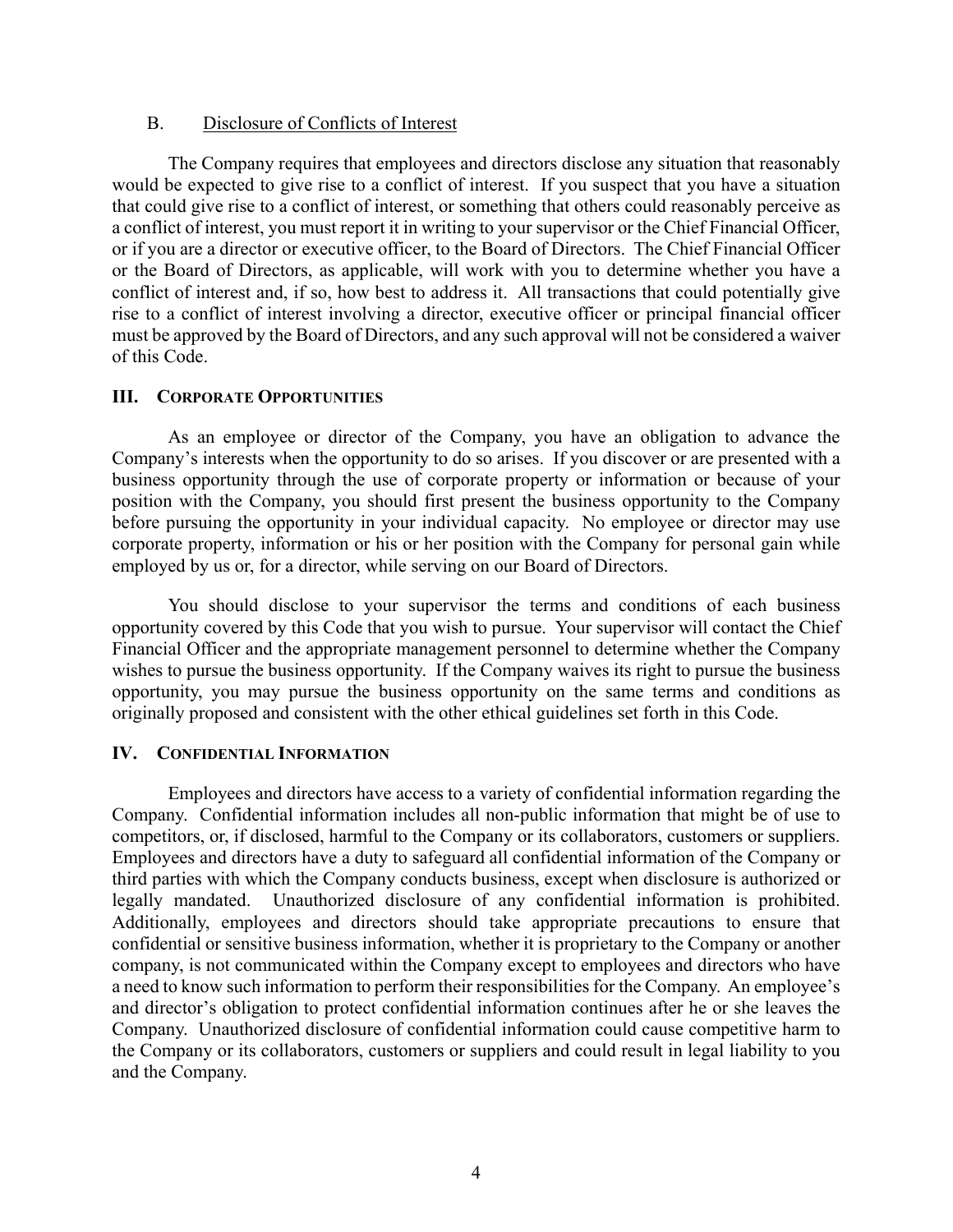### B. Disclosure of Conflicts of Interest

The Company requires that employees and directors disclose any situation that reasonably would be expected to give rise to a conflict of interest. If you suspect that you have a situation that could give rise to a conflict of interest, or something that others could reasonably perceive as a conflict of interest, you must report it in writing to your supervisor or the Chief Financial Officer, or if you are a director or executive officer, to the Board of Directors. The Chief Financial Officer or the Board of Directors, as applicable, will work with you to determine whether you have a conflict of interest and, if so, how best to address it. All transactions that could potentially give rise to a conflict of interest involving a director, executive officer or principal financial officer must be approved by the Board of Directors, and any such approval will not be considered a waiver of this Code.

## III. CORPORATE OPPORTUNITIES

As an employee or director of the Company, you have an obligation to advance the Company's interests when the opportunity to do so arises. If you discover or are presented with a business opportunity through the use of corporate property or information or because of your position with the Company, you should first present the business opportunity to the Company before pursuing the opportunity in your individual capacity. No employee or director may use corporate property, information or his or her position with the Company for personal gain while employed by us or, for a director, while serving on our Board of Directors.

You should disclose to your supervisor the terms and conditions of each business opportunity covered by this Code that you wish to pursue. Your supervisor will contact the Chief Financial Officer and the appropriate management personnel to determine whether the Company wishes to pursue the business opportunity. If the Company waives its right to pursue the business opportunity, you may pursue the business opportunity on the same terms and conditions as originally proposed and consistent with the other ethical guidelines set forth in this Code.

## IV. CONFIDENTIAL INFORMATION

Employees and directors have access to a variety of confidential information regarding the Company. Confidential information includes all non-public information that might be of use to competitors, or, if disclosed, harmful to the Company or its collaborators, customers or suppliers. Employees and directors have a duty to safeguard all confidential information of the Company or third parties with which the Company conducts business, except when disclosure is authorized or legally mandated. Unauthorized disclosure of any confidential information is prohibited. Additionally, employees and directors should take appropriate precautions to ensure that confidential or sensitive business information, whether it is proprietary to the Company or another company, is not communicated within the Company except to employees and directors who have a need to know such information to perform their responsibilities for the Company. An employee's and director's obligation to protect confidential information continues after he or she leaves the Company. Unauthorized disclosure of confidential information could cause competitive harm to the Company or its collaborators, customers or suppliers and could result in legal liability to you and the Company.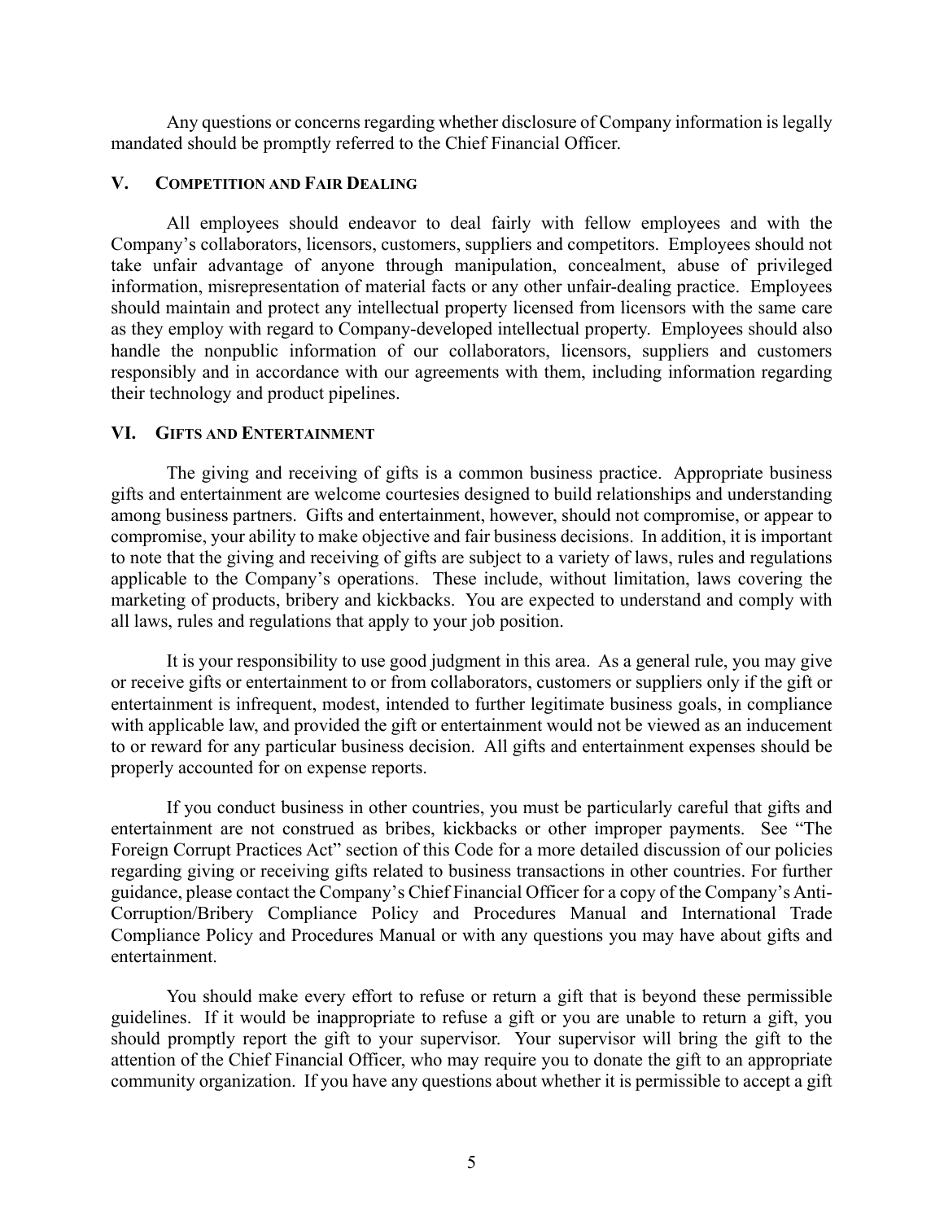Any questions or concerns regarding whether disclosure of Company information is legally mandated should be promptly referred to the Chief Financial Officer.

## V. Competition and Fair Dealing

All employees should endeavor to deal fairly with fellow employees and with the Company's collaborators, licensors, customers, suppliers and competitors. Employees should not take unfair advantage of anyone through manipulation, concealment, abuse of privileged information, misrepresentation of material facts or any other unfair-dealing practice. Employees should maintain and protect any intellectual property licensed from licensors with the same care as they employ with regard to Company-developed intellectual property. Employees should also handle the nonpublic information of our collaborators, licensors, suppliers and customers responsibly and in accordance with our agreements with them, including information regarding their technology and product pipelines.

## VI. Gifts and Entertainment

The giving and receiving of gifts is a common business practice. Appropriate business gifts and entertainment are welcome courtesies designed to build relationships and understanding among business partners. Gifts and entertainment, however, should not compromise, or appear to compromise, your ability to make objective and fair business decisions. In addition, it is important to note that the giving and receiving of gifts are subject to a variety of laws, rules and regulations applicable to the Company's operations. These include, without limitation, laws covering the marketing of products, bribery and kickbacks. You are expected to understand and comply with all laws, rules and regulations that apply to your job position.

It is your responsibility to use good judgment in this area. As a general rule, you may give or receive gifts or entertainment to or from collaborators, customers or suppliers only if the gift or entertainment is infrequent, modest, intended to further legitimate business goals, in compliance with applicable law, and provided the gift or entertainment would not be viewed as an inducement to or reward for any particular business decision. All gifts and entertainment expenses should be properly accounted for on expense reports.

If you conduct business in other countries, you must be particularly careful that gifts and entertainment are not construed as bribes, kickbacks or other improper payments. See "The Foreign Corrupt Practices Act" section of this Code for a more detailed discussion of our policies regarding giving or receiving gifts related to business transactions in other countries. For further guidance, please contact the Company's Chief Financial Officer for a copy of the Company's Anti-Corruption/Bribery Compliance Policy and Procedures Manual and International Trade Compliance Policy and Procedures Manual or with any questions you may have about gifts and entertainment.

You should make every effort to refuse or return a gift that is beyond these permissible guidelines. If it would be inappropriate to refuse a gift or you are unable to return a gift, you should promptly report the gift to your supervisor. Your supervisor will bring the gift to the attention of the Chief Financial Officer, who may require you to donate the gift to an appropriate community organization. If you have any questions about whether it is permissible to accept a gift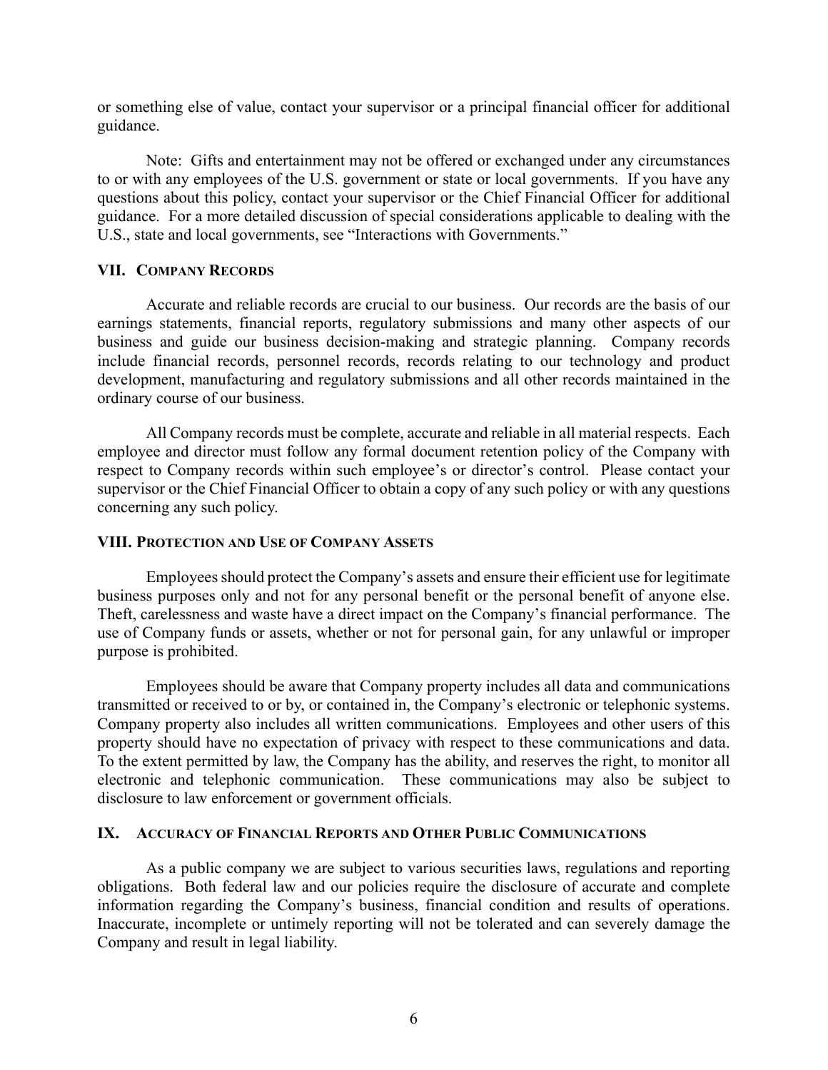or something else of value, contact your supervisor or a principal financial officer for additional guidance.

Note: Gifts and entertainment may not be offered or exchanged under any circumstances to or with any employees of the U.S. government or state or local governments. If you have any questions about this policy, contact your supervisor or the Chief Financial Officer for additional guidance. For a more detailed discussion of special considerations applicable to dealing with the U.S., state and local governments, see "Interactions with Governments."

### VII. Company Records

Accurate and reliable records are crucial to our business. Our records are the basis of our earnings statements, financial reports, regulatory submissions and many other aspects of our business and guide our business decision-making and strategic planning. Company records include financial records, personnel records, records relating to our technology and product development, manufacturing and regulatory submissions and all other records maintained in the ordinary course of our business.

All Company records must be complete, accurate and reliable in all material respects. Each employee and director must follow any formal document retention policy of the Company with respect to Company records within such employee's or director's control. Please contact your supervisor or the Chief Financial Officer to obtain a copy of any such policy or with any questions concerning any such policy.

### VIII. Protection and Use of Company Assets

Employees should protect the Company's assets and ensure their efficient use for legitimate business purposes only and not for any personal benefit or the personal benefit of anyone else. Theft, carelessness and waste have a direct impact on the Company's financial performance. The use of Company funds or assets, whether or not for personal gain, for any unlawful or improper purpose is prohibited.

Employees should be aware that Company property includes all data and communications transmitted or received to or by, or contained in, the Company's electronic or telephonic systems. Company property also includes all written communications. Employees and other users of this property should have no expectation of privacy with respect to these communications and data. To the extent permitted by law, the Company has the ability, and reserves the right, to monitor all electronic and telephonic communication. These communications may also be subject to disclosure to law enforcement or government officials.

### IX. Accuracy of Financial Reports and Other Public Communications

As a public company we are subject to various securities laws, regulations and reporting obligations. Both federal law and our policies require the disclosure of accurate and complete information regarding the Company's business, financial condition and results of operations. Inaccurate, incomplete or untimely reporting will not be tolerated and can severely damage the Company and result in legal liability.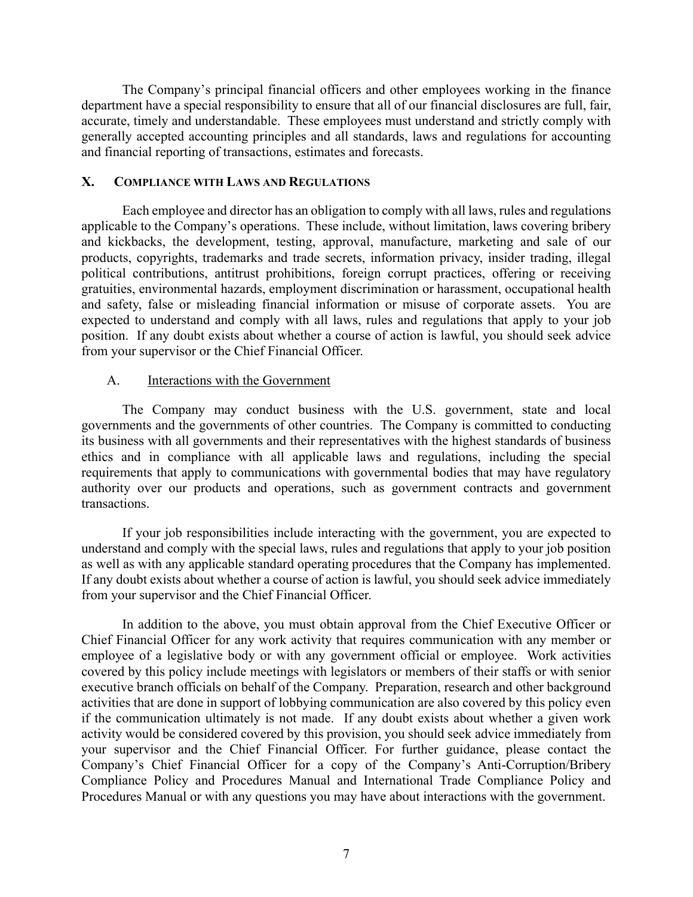The Company's principal financial officers and other employees working in the finance department have a special responsibility to ensure that all of our financial disclosures are full, fair, accurate, timely and understandable. These employees must understand and strictly comply with generally accepted accounting principles and all standards, laws and regulations for accounting and financial reporting of transactions, estimates and forecasts.

## X. Compliance with Laws and Regulations

Each employee and director has an obligation to comply with all laws, rules and regulations applicable to the Company's operations. These include, without limitation, laws covering bribery and kickbacks, the development, testing, approval, manufacture, marketing and sale of our products, copyrights, trademarks and trade secrets, information privacy, insider trading, illegal political contributions, antitrust prohibitions, foreign corrupt practices, offering or receiving gratuities, environmental hazards, employment discrimination or harassment, occupational health and safety, false or misleading financial information or misuse of corporate assets. You are expected to understand and comply with all laws, rules and regulations that apply to your job position. If any doubt exists about whether a course of action is lawful, you should seek advice from your supervisor or the Chief Financial Officer.

### A. Interactions with the Government

The Company may conduct business with the U.S. government, state and local governments and the governments of other countries. The Company is committed to conducting its business with all governments and their representatives with the highest standards of business ethics and in compliance with all applicable laws and regulations, including the special requirements that apply to communications with governmental bodies that may have regulatory authority over our products and operations, such as government contracts and government transactions.

If your job responsibilities include interacting with the government, you are expected to understand and comply with the special laws, rules and regulations that apply to your job position as well as with any applicable standard operating procedures that the Company has implemented. If any doubt exists about whether a course of action is lawful, you should seek advice immediately from your supervisor and the Chief Financial Officer.

In addition to the above, you must obtain approval from the Chief Executive Officer or Chief Financial Officer for any work activity that requires communication with any member or employee of a legislative body or with any government official or employee. Work activities covered by this policy include meetings with legislators or members of their staffs or with senior executive branch officials on behalf of the Company. Preparation, research and other background activities that are done in support of lobbying communication are also covered by this policy even if the communication ultimately is not made. If any doubt exists about whether a given work activity would be considered covered by this provision, you should seek advice immediately from your supervisor and the Chief Financial Officer. For further guidance, please contact the Company's Chief Financial Officer for a copy of the Company's Anti-Corruption/Bribery Compliance Policy and Procedures Manual and International Trade Compliance Policy and Procedures Manual or with any questions you may have about interactions with the government.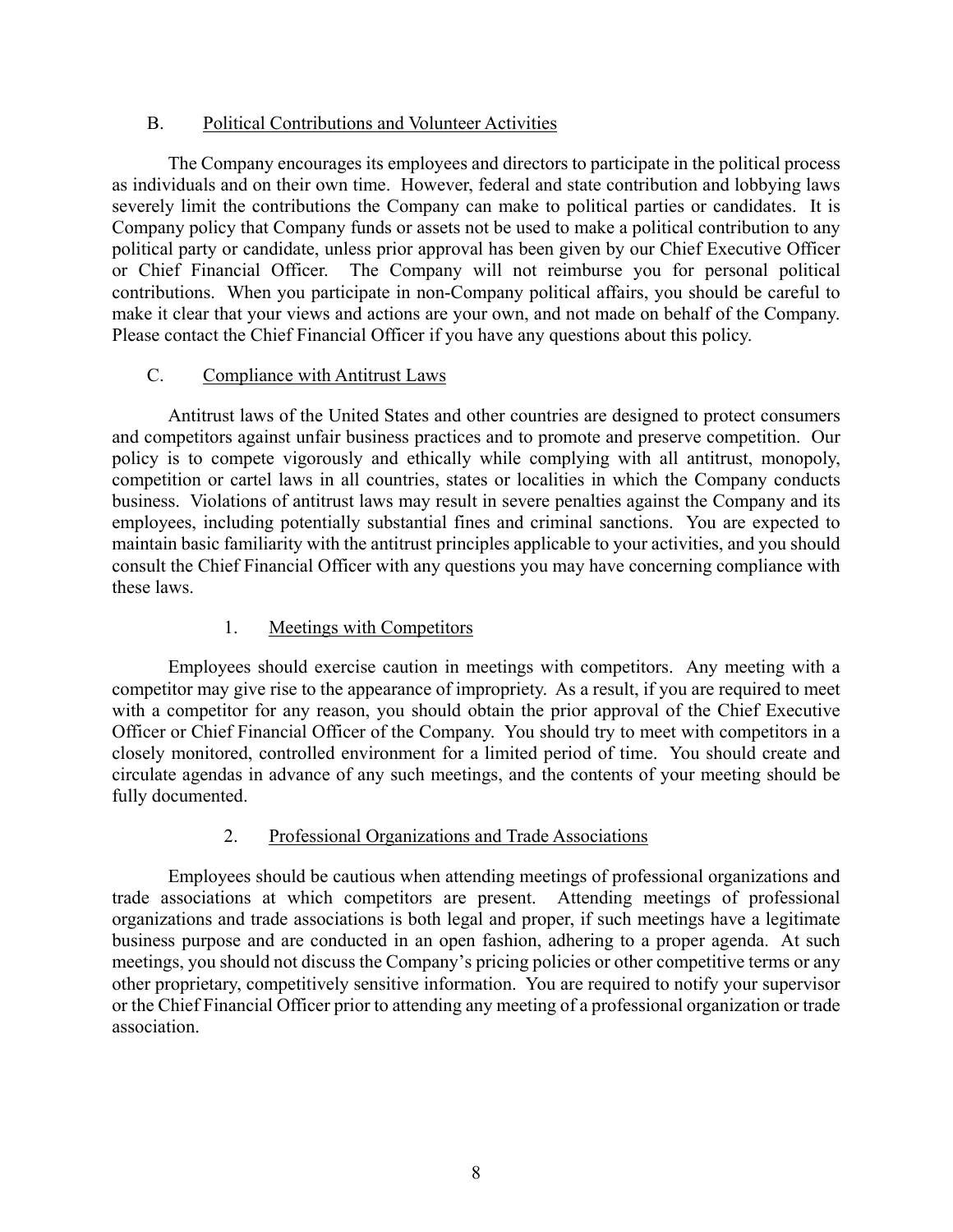## B. Political Contributions and Volunteer Activities

The Company encourages its employees and directors to participate in the political process as individuals and on their own time. However, federal and state contribution and lobbying laws severely limit the contributions the Company can make to political parties or candidates. It is Company policy that Company funds or assets not be used to make a political contribution to any political party or candidate, unless prior approval has been given by our Chief Executive Officer or Chief Financial Officer. The Company will not reimburse you for personal political contributions. When you participate in non-Company political affairs, you should be careful to make it clear that your views and actions are your own, and not made on behalf of the Company. Please contact the Chief Financial Officer if you have any questions about this policy.

## C. Compliance with Antitrust Laws

Antitrust laws of the United States and other countries are designed to protect consumers and competitors against unfair business practices and to promote and preserve competition. Our policy is to compete vigorously and ethically while complying with all antitrust, monopoly, competition or cartel laws in all countries, states or localities in which the Company conducts business. Violations of antitrust laws may result in severe penalties against the Company and its employees, including potentially substantial fines and criminal sanctions. You are expected to maintain basic familiarity with the antitrust principles applicable to your activities, and you should consult the Chief Financial Officer with any questions you may have concerning compliance with these laws.

### 1. Meetings with Competitors

Employees should exercise caution in meetings with competitors. Any meeting with a competitor may give rise to the appearance of impropriety. As a result, if you are required to meet with a competitor for any reason, you should obtain the prior approval of the Chief Executive Officer or Chief Financial Officer of the Company. You should try to meet with competitors in a closely monitored, controlled environment for a limited period of time. You should create and circulate agendas in advance of any such meetings, and the contents of your meeting should be fully documented.

### 2. Professional Organizations and Trade Associations

Employees should be cautious when attending meetings of professional organizations and trade associations at which competitors are present. Attending meetings of professional organizations and trade associations is both legal and proper, if such meetings have a legitimate business purpose and are conducted in an open fashion, adhering to a proper agenda. At such meetings, you should not discuss the Company's pricing policies or other competitive terms or any other proprietary, competitively sensitive information. You are required to notify your supervisor or the Chief Financial Officer prior to attending any meeting of a professional organization or trade association.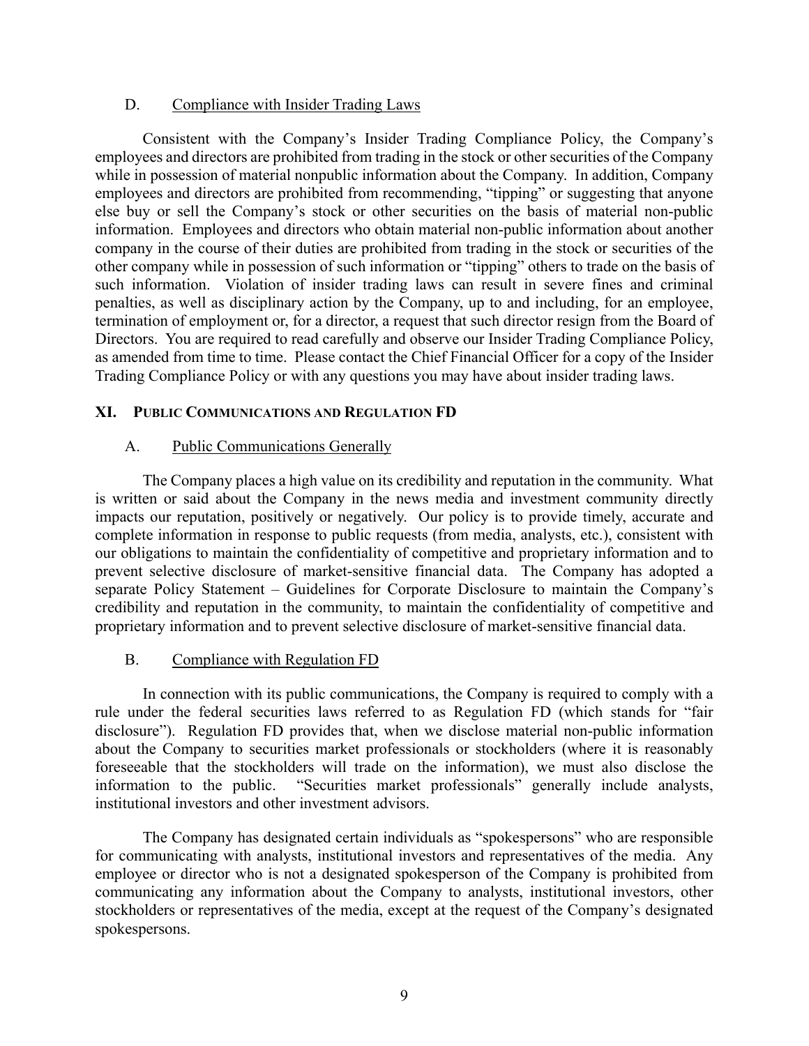### D. Compliance with Insider Trading Laws

Consistent with the Company's Insider Trading Compliance Policy, the Company's employees and directors are prohibited from trading in the stock or other securities of the Company while in possession of material nonpublic information about the Company. In addition, Company employees and directors are prohibited from recommending, "tipping" or suggesting that anyone else buy or sell the Company's stock or other securities on the basis of material non-public information. Employees and directors who obtain material non-public information about another company in the course of their duties are prohibited from trading in the stock or securities of the other company while in possession of such information or "tipping" others to trade on the basis of such information. Violation of insider trading laws can result in severe fines and criminal penalties, as well as disciplinary action by the Company, up to and including, for an employee, termination of employment or, for a director, a request that such director resign from the Board of Directors. You are required to read carefully and observe our Insider Trading Compliance Policy, as amended from time to time. Please contact the Chief Financial Officer for a copy of the Insider Trading Compliance Policy or with any questions you may have about insider trading laws.

## XI. PUBLIC COMMUNICATIONS AND REGULATION FD

### A. Public Communications Generally

The Company places a high value on its credibility and reputation in the community. What is written or said about the Company in the news media and investment community directly impacts our reputation, positively or negatively. Our policy is to provide timely, accurate and complete information in response to public requests (from media, analysts, etc.), consistent with our obligations to maintain the confidentiality of competitive and proprietary information and to prevent selective disclosure of market-sensitive financial data. The Company has adopted a separate Policy Statement – Guidelines for Corporate Disclosure to maintain the Company's credibility and reputation in the community, to maintain the confidentiality of competitive and proprietary information and to prevent selective disclosure of market-sensitive financial data.

### B. Compliance with Regulation FD

In connection with its public communications, the Company is required to comply with a rule under the federal securities laws referred to as Regulation FD (which stands for "fair disclosure"). Regulation FD provides that, when we disclose material non-public information about the Company to securities market professionals or stockholders (where it is reasonably foreseeable that the stockholders will trade on the information), we must also disclose the information to the public. "Securities market professionals" generally include analysts, institutional investors and other investment advisors.

The Company has designated certain individuals as "spokespersons" who are responsible for communicating with analysts, institutional investors and representatives of the media. Any employee or director who is not a designated spokesperson of the Company is prohibited from communicating any information about the Company to analysts, institutional investors, other stockholders or representatives of the media, except at the request of the Company's designated spokespersons.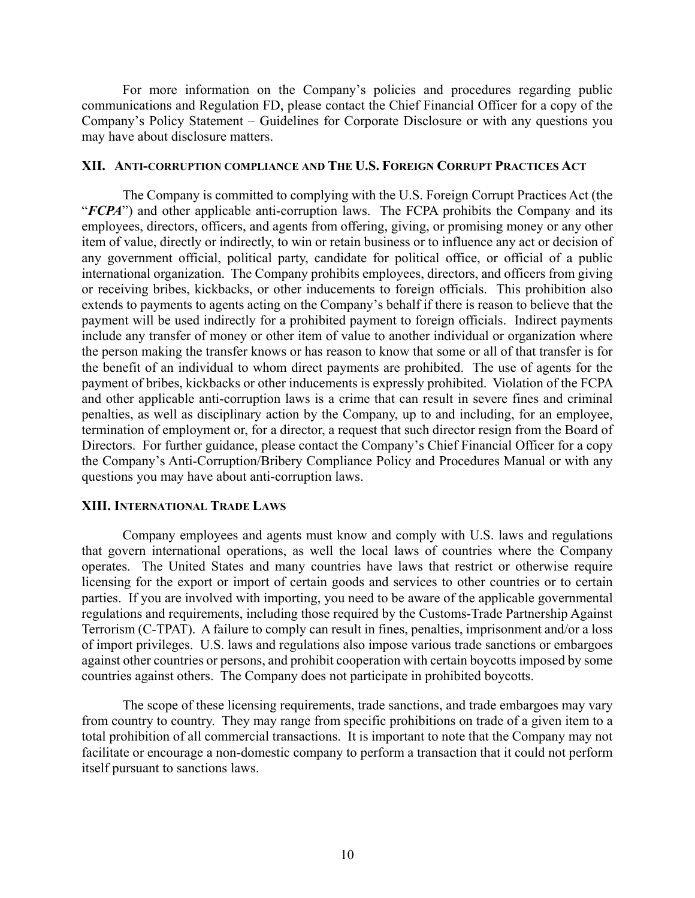For more information on the Company's policies and procedures regarding public communications and Regulation FD, please contact the Chief Financial Officer for a copy of the Company's Policy Statement – Guidelines for Corporate Disclosure or with any questions you may have about disclosure matters.

## XII. Anti-corruption compliance and The U.S. Foreign Corrupt Practices Act

The Company is committed to complying with the U.S. Foreign Corrupt Practices Act (the "***FCPA***") and other applicable anti-corruption laws. The FCPA prohibits the Company and its employees, directors, officers, and agents from offering, giving, or promising money or any other item of value, directly or indirectly, to win or retain business or to influence any act or decision of any government official, political party, candidate for political office, or official of a public international organization. The Company prohibits employees, directors, and officers from giving or receiving bribes, kickbacks, or other inducements to foreign officials. This prohibition also extends to payments to agents acting on the Company's behalf if there is reason to believe that the payment will be used indirectly for a prohibited payment to foreign officials. Indirect payments include any transfer of money or other item of value to another individual or organization where the person making the transfer knows or has reason to know that some or all of that transfer is for the benefit of an individual to whom direct payments are prohibited. The use of agents for the payment of bribes, kickbacks or other inducements is expressly prohibited. Violation of the FCPA and other applicable anti-corruption laws is a crime that can result in severe fines and criminal penalties, as well as disciplinary action by the Company, up to and including, for an employee, termination of employment or, for a director, a request that such director resign from the Board of Directors. For further guidance, please contact the Company's Chief Financial Officer for a copy the Company's Anti-Corruption/Bribery Compliance Policy and Procedures Manual or with any questions you may have about anti-corruption laws.

## XIII. International Trade Laws

Company employees and agents must know and comply with U.S. laws and regulations that govern international operations, as well the local laws of countries where the Company operates. The United States and many countries have laws that restrict or otherwise require licensing for the export or import of certain goods and services to other countries or to certain parties. If you are involved with importing, you need to be aware of the applicable governmental regulations and requirements, including those required by the Customs-Trade Partnership Against Terrorism (C-TPAT). A failure to comply can result in fines, penalties, imprisonment and/or a loss of import privileges. U.S. laws and regulations also impose various trade sanctions or embargoes against other countries or persons, and prohibit cooperation with certain boycotts imposed by some countries against others. The Company does not participate in prohibited boycotts.

The scope of these licensing requirements, trade sanctions, and trade embargoes may vary from country to country. They may range from specific prohibitions on trade of a given item to a total prohibition of all commercial transactions. It is important to note that the Company may not facilitate or encourage a non-domestic company to perform a transaction that it could not perform itself pursuant to sanctions laws.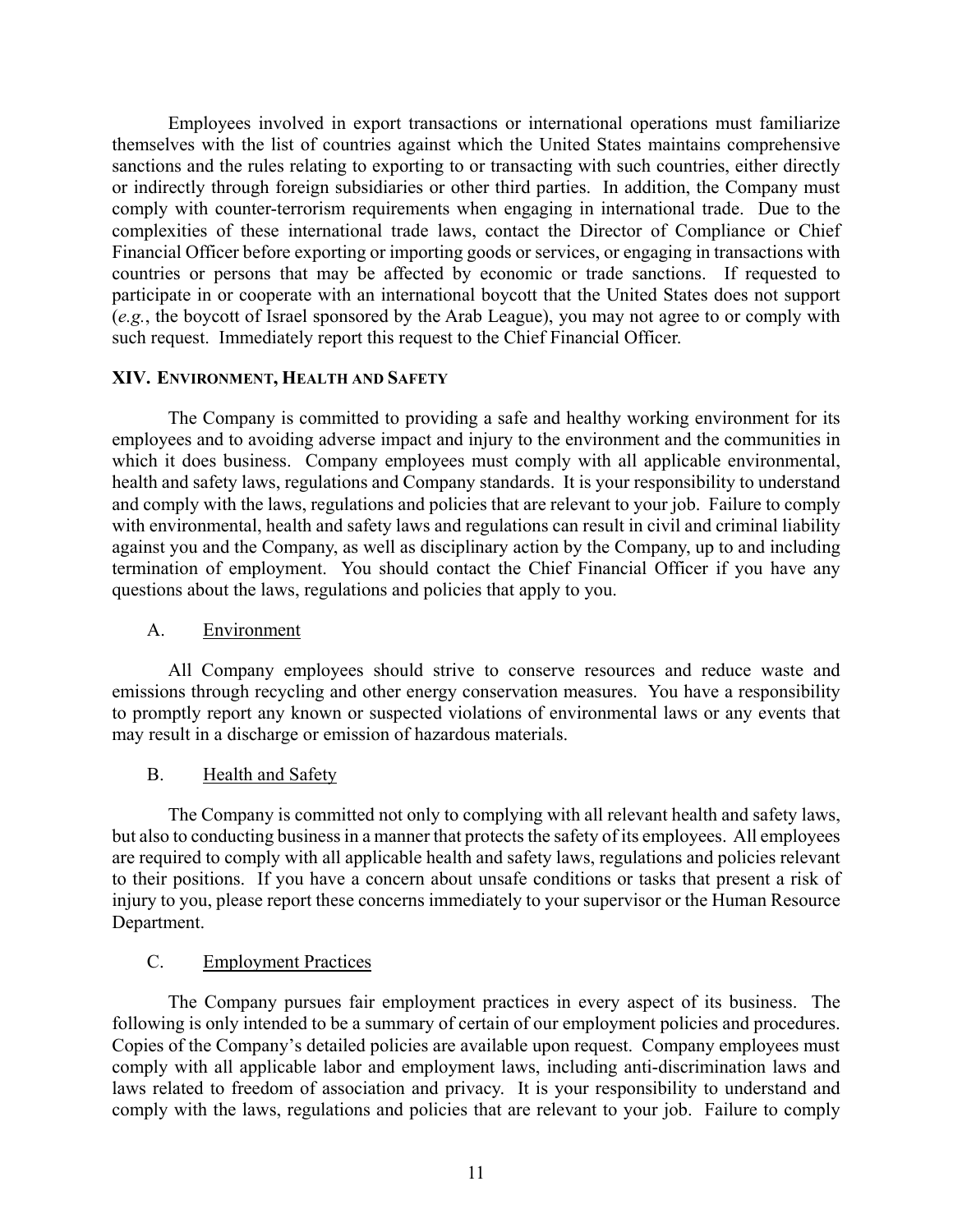Employees involved in export transactions or international operations must familiarize themselves with the list of countries against which the United States maintains comprehensive sanctions and the rules relating to exporting to or transacting with such countries, either directly or indirectly through foreign subsidiaries or other third parties. In addition, the Company must comply with counter-terrorism requirements when engaging in international trade. Due to the complexities of these international trade laws, contact the Director of Compliance or Chief Financial Officer before exporting or importing goods or services, or engaging in transactions with countries or persons that may be affected by economic or trade sanctions. If requested to participate in or cooperate with an international boycott that the United States does not support (*e.g.*, the boycott of Israel sponsored by the Arab League), you may not agree to or comply with such request. Immediately report this request to the Chief Financial Officer.

## XIV. ENVIRONMENT, HEALTH AND SAFETY

The Company is committed to providing a safe and healthy working environment for its employees and to avoiding adverse impact and injury to the environment and the communities in which it does business. Company employees must comply with all applicable environmental, health and safety laws, regulations and Company standards. It is your responsibility to understand and comply with the laws, regulations and policies that are relevant to your job. Failure to comply with environmental, health and safety laws and regulations can result in civil and criminal liability against you and the Company, as well as disciplinary action by the Company, up to and including termination of employment. You should contact the Chief Financial Officer if you have any questions about the laws, regulations and policies that apply to you.

### A. Environment

All Company employees should strive to conserve resources and reduce waste and emissions through recycling and other energy conservation measures. You have a responsibility to promptly report any known or suspected violations of environmental laws or any events that may result in a discharge or emission of hazardous materials.

### B. Health and Safety

The Company is committed not only to complying with all relevant health and safety laws, but also to conducting business in a manner that protects the safety of its employees. All employees are required to comply with all applicable health and safety laws, regulations and policies relevant to their positions. If you have a concern about unsafe conditions or tasks that present a risk of injury to you, please report these concerns immediately to your supervisor or the Human Resource Department.

### C. Employment Practices

The Company pursues fair employment practices in every aspect of its business. The following is only intended to be a summary of certain of our employment policies and procedures. Copies of the Company's detailed policies are available upon request. Company employees must comply with all applicable labor and employment laws, including anti-discrimination laws and laws related to freedom of association and privacy. It is your responsibility to understand and comply with the laws, regulations and policies that are relevant to your job. Failure to comply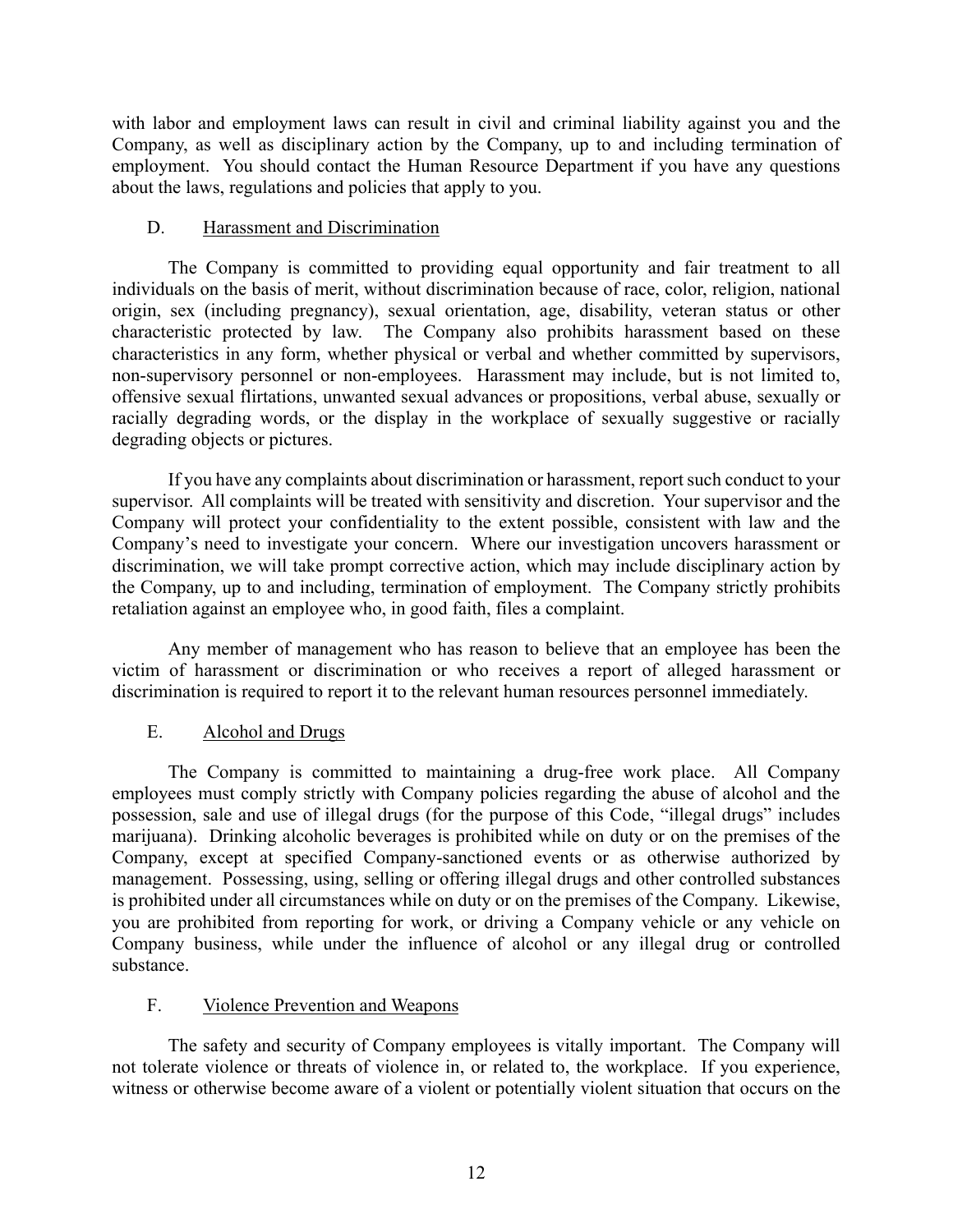with labor and employment laws can result in civil and criminal liability against you and the Company, as well as disciplinary action by the Company, up to and including termination of employment. You should contact the Human Resource Department if you have any questions about the laws, regulations and policies that apply to you.

### D. Harassment and Discrimination

The Company is committed to providing equal opportunity and fair treatment to all individuals on the basis of merit, without discrimination because of race, color, religion, national origin, sex (including pregnancy), sexual orientation, age, disability, veteran status or other characteristic protected by law. The Company also prohibits harassment based on these characteristics in any form, whether physical or verbal and whether committed by supervisors, non-supervisory personnel or non-employees. Harassment may include, but is not limited to, offensive sexual flirtations, unwanted sexual advances or propositions, verbal abuse, sexually or racially degrading words, or the display in the workplace of sexually suggestive or racially degrading objects or pictures.

If you have any complaints about discrimination or harassment, report such conduct to your supervisor. All complaints will be treated with sensitivity and discretion. Your supervisor and the Company will protect your confidentiality to the extent possible, consistent with law and the Company's need to investigate your concern. Where our investigation uncovers harassment or discrimination, we will take prompt corrective action, which may include disciplinary action by the Company, up to and including, termination of employment. The Company strictly prohibits retaliation against an employee who, in good faith, files a complaint.

Any member of management who has reason to believe that an employee has been the victim of harassment or discrimination or who receives a report of alleged harassment or discrimination is required to report it to the relevant human resources personnel immediately.

### E. Alcohol and Drugs

The Company is committed to maintaining a drug-free work place. All Company employees must comply strictly with Company policies regarding the abuse of alcohol and the possession, sale and use of illegal drugs (for the purpose of this Code, "illegal drugs" includes marijuana). Drinking alcoholic beverages is prohibited while on duty or on the premises of the Company, except at specified Company-sanctioned events or as otherwise authorized by management. Possessing, using, selling or offering illegal drugs and other controlled substances is prohibited under all circumstances while on duty or on the premises of the Company. Likewise, you are prohibited from reporting for work, or driving a Company vehicle or any vehicle on Company business, while under the influence of alcohol or any illegal drug or controlled substance.

### F. Violence Prevention and Weapons

The safety and security of Company employees is vitally important. The Company will not tolerate violence or threats of violence in, or related to, the workplace. If you experience, witness or otherwise become aware of a violent or potentially violent situation that occurs on the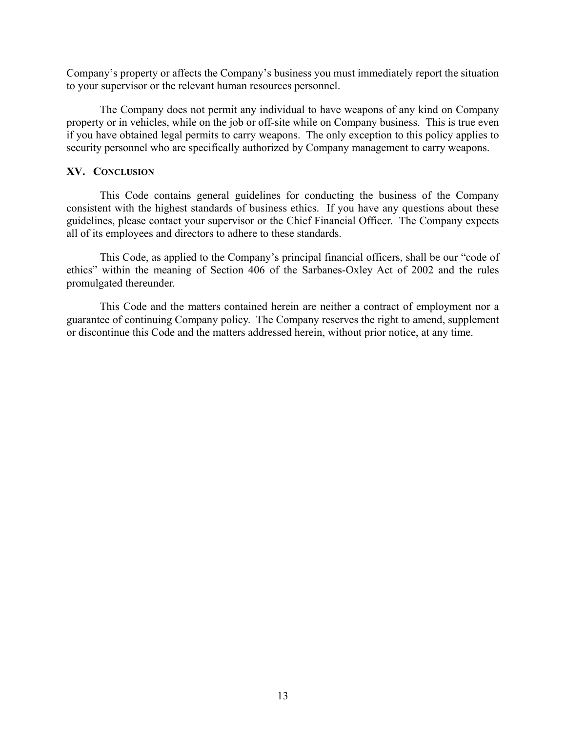Company's property or affects the Company's business you must immediately report the situation to your supervisor or the relevant human resources personnel.

The Company does not permit any individual to have weapons of any kind on Company property or in vehicles, while on the job or off-site while on Company business. This is true even if you have obtained legal permits to carry weapons. The only exception to this policy applies to security personnel who are specifically authorized by Company management to carry weapons.

## XV. CONCLUSION

This Code contains general guidelines for conducting the business of the Company consistent with the highest standards of business ethics. If you have any questions about these guidelines, please contact your supervisor or the Chief Financial Officer. The Company expects all of its employees and directors to adhere to these standards.

This Code, as applied to the Company's principal financial officers, shall be our "code of ethics" within the meaning of Section 406 of the Sarbanes-Oxley Act of 2002 and the rules promulgated thereunder.

This Code and the matters contained herein are neither a contract of employment nor a guarantee of continuing Company policy. The Company reserves the right to amend, supplement or discontinue this Code and the matters addressed herein, without prior notice, at any time.